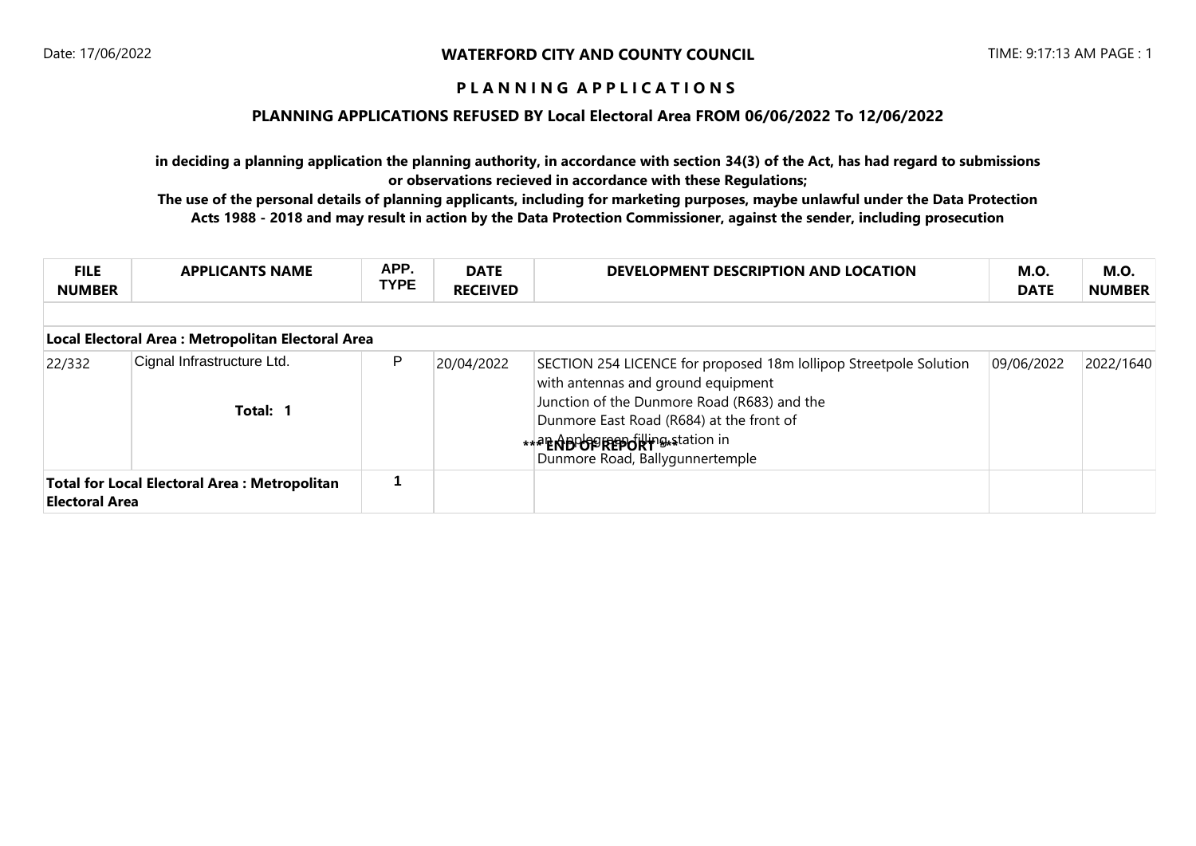Date: 17/06/2022

**WATERFORD CITY AND COUNTY COUNCIL**

TIME: 9:17:13 AM PAGE : 1

## P L A N N I N G   A P P L I C A T I O N S

### PLANNING APPLICATIONS REFUSED BY Local Electoral Area FROM 06/06/2022 To 12/06/2022

**in deciding a planning application the planning authority, in accordance with section 34(3) of the Act, has had regard to submissions or observations recieved in accordance with these Regulations;**

**The use of the personal details of planning applicants, including for marketing purposes, maybe unlawful under the Data Protection Acts 1988 - 2018 and may result in action by the Data Protection Commissioner, against the sender, including prosecution**

| FILE NUMBER | APPLICANTS NAME | APP. TYPE | DATE RECEIVED | DEVELOPMENT DESCRIPTION AND LOCATION | M.O. DATE | M.O. NUMBER |
|---|---|---|---|---|---|---|
| **Local Electoral Area : Metropolitan Electoral Area** | | | | | | |
| 22/332 | Cignal Infrastructure Ltd.<br><br>**Total: 1** | P | 20/04/2022 | SECTION 254 LICENCE for proposed 18m lollipop Streetpole Solution with antennas and ground equipment<br>Junction of the Dunmore Road (R683) and the Dunmore East Road (R684) at the front of an Applegreen filling station in<br>Dunmore Road, Ballygunnertemple | 09/06/2022 | 2022/1640 |
| **Total for Local Electoral Area : Metropolitan Electoral Area** | | 1 | | | | |

**\*\*\* END OF REPORT \*\*\***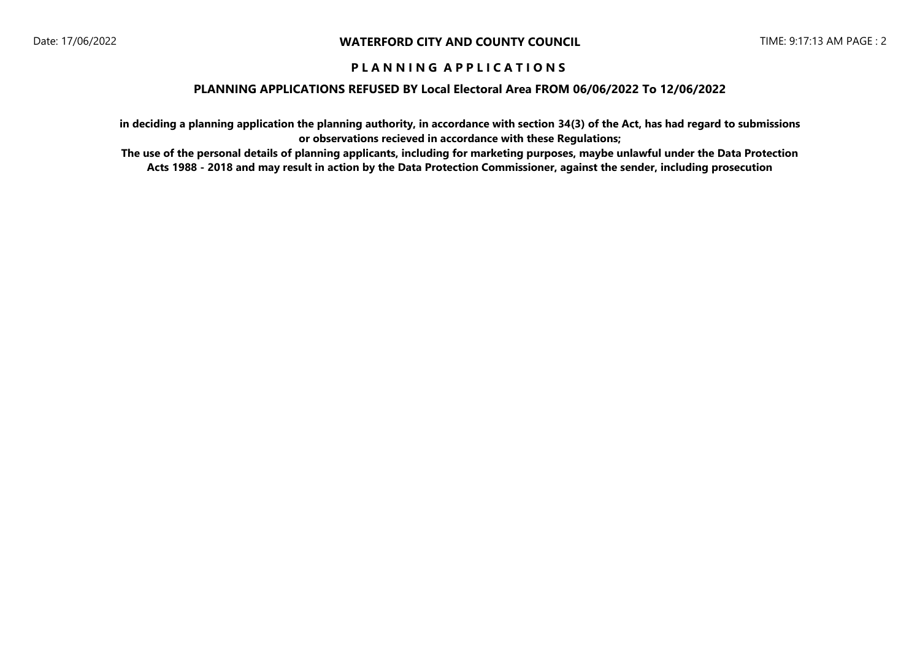# WATERFORD CITY AND COUNTY COUNCIL

## P L A N N I N G   A P P L I C A T I O N S

### PLANNING APPLICATIONS REFUSED BY Local Electoral Area FROM 06/06/2022 To 12/06/2022

**in deciding a planning application the planning authority, in accordance with section 34(3) of the Act, has had regard to submissions or observations recieved in accordance with these Regulations;**

**The use of the personal details of planning applicants, including for marketing purposes, maybe unlawful under the Data Protection Acts 1988 - 2018 and may result in action by the Data Protection Commissioner, against the sender, including prosecution**